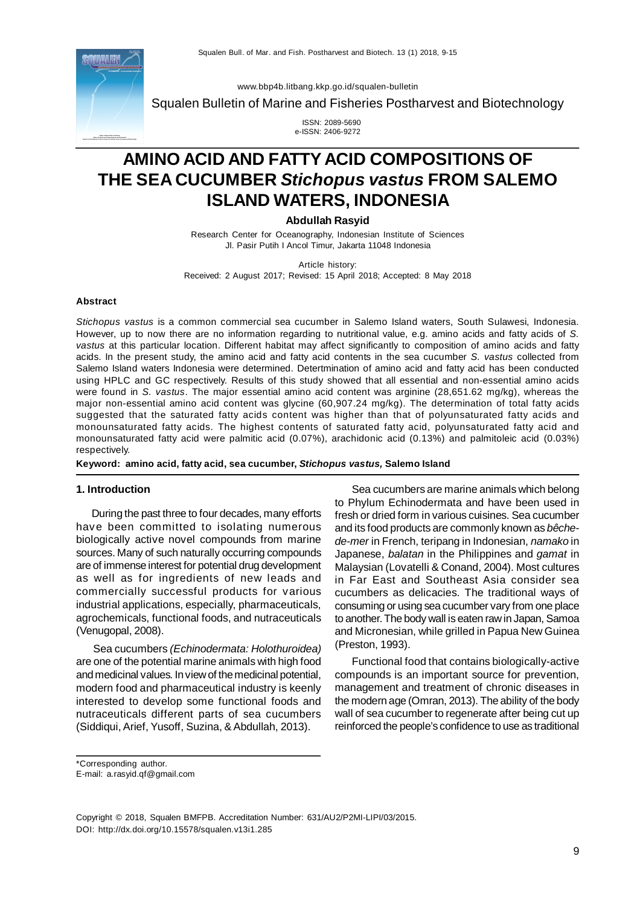Squalen Bulletin of Marine and Fisheries Postharvest and Biotechnology

www.bbp4b.litbang.kkp.go.id/squalen-bulletin

ISSN: 2089-5690
e-ISSN: 2406-9272

# AMINO ACID AND FATTY ACID COMPOSITIONS OF THE SEA CUCUMBER *Stichopus vastus* FROM SALEMO ISLAND WATERS, INDONESIA

**Abdullah Rasyid**

Research Center for Oceanography, Indonesian Institute of Sciences
Jl. Pasir Putih I Ancol Timur, Jakarta 11048 Indonesia

Article history:
Received: 2 August 2017; Revised: 15 April 2018; Accepted: 8 May 2018

### Abstract

*Stichopus vastus* is a common commercial sea cucumber in Salemo Island waters, South Sulawesi, Indonesia. However, up to now there are no information regarding to nutritional value, e.g. amino acids and fatty acids of *S. vastus* at this particular location. Different habitat may affect significantly to composition of amino acids and fatty acids. In the present study, the amino acid and fatty acid contents in the sea cucumber *S. vastus* collected from Salemo Island waters Indonesia were determined. Detertmination of amino acid and fatty acid has been conducted using HPLC and GC respectively. Results of this study showed that all essential and non-essential amino acids were found in *S. vastus*. The major essential amino acid content was arginine (28,651.62 mg/kg), whereas the major non-essential amino acid content was glycine (60,907.24 mg/kg). The determination of total fatty acids suggested that the saturated fatty acids content was higher than that of polyunsaturated fatty acids and monounsaturated fatty acids. The highest contents of saturated fatty acid, polyunsaturated fatty acid and monounsaturated fatty acid were palmitic acid (0.07%), arachidonic acid (0.13%) and palmitoleic acid (0.03%) respectively.

**Keyword: amino acid, fatty acid, sea cucumber, *Stichopus vastus,* Salemo Island**

## 1. Introduction

During the past three to four decades, many efforts have been committed to isolating numerous biologically active novel compounds from marine sources. Many of such naturally occurring compounds are of immense interest for potential drug development as well as for ingredients of new leads and commercially successful products for various industrial applications, especially, pharmaceuticals, agrochemicals, functional foods, and nutraceuticals (Venugopal, 2008).

Sea cucumbers *(Echinodermata: Holothuroidea)* are one of the potential marine animals with high food and medicinal values. In view of the medicinal potential, modern food and pharmaceutical industry is keenly interested to develop some functional foods and nutraceuticals different parts of sea cucumbers (Siddiqui, Arief, Yusoff, Suzina, & Abdullah, 2013).

Sea cucumbers are marine animals which belong to Phylum Echinodermata and have been used in fresh or dried form in various cuisines. Sea cucumber and its food products are commonly known as *bêche-de-mer* in French, teripang in Indonesian, *namako* in Japanese, *balatan* in the Philippines and *gamat* in Malaysian (Lovatelli & Conand, 2004). Most cultures in Far East and Southeast Asia consider sea cucumbers as delicacies. The traditional ways of consuming or using sea cucumber vary from one place to another. The body wall is eaten raw in Japan, Samoa and Micronesian, while grilled in Papua New Guinea (Preston, 1993).

Functional food that contains biologically-active compounds is an important source for prevention, management and treatment of chronic diseases in the modern age (Omran, 2013). The ability of the body wall of sea cucumber to regenerate after being cut up reinforced the people's confidence to use as traditional

\*Corresponding author.
E-mail: a.rasyid.qf@gmail.com

Copyright © 2018, Squalen BMFPB. Accreditation Number: 631/AU2/P2MI-LIPI/03/2015.
DOI: http://dx.doi.org/10.15578/squalen.v13i1.285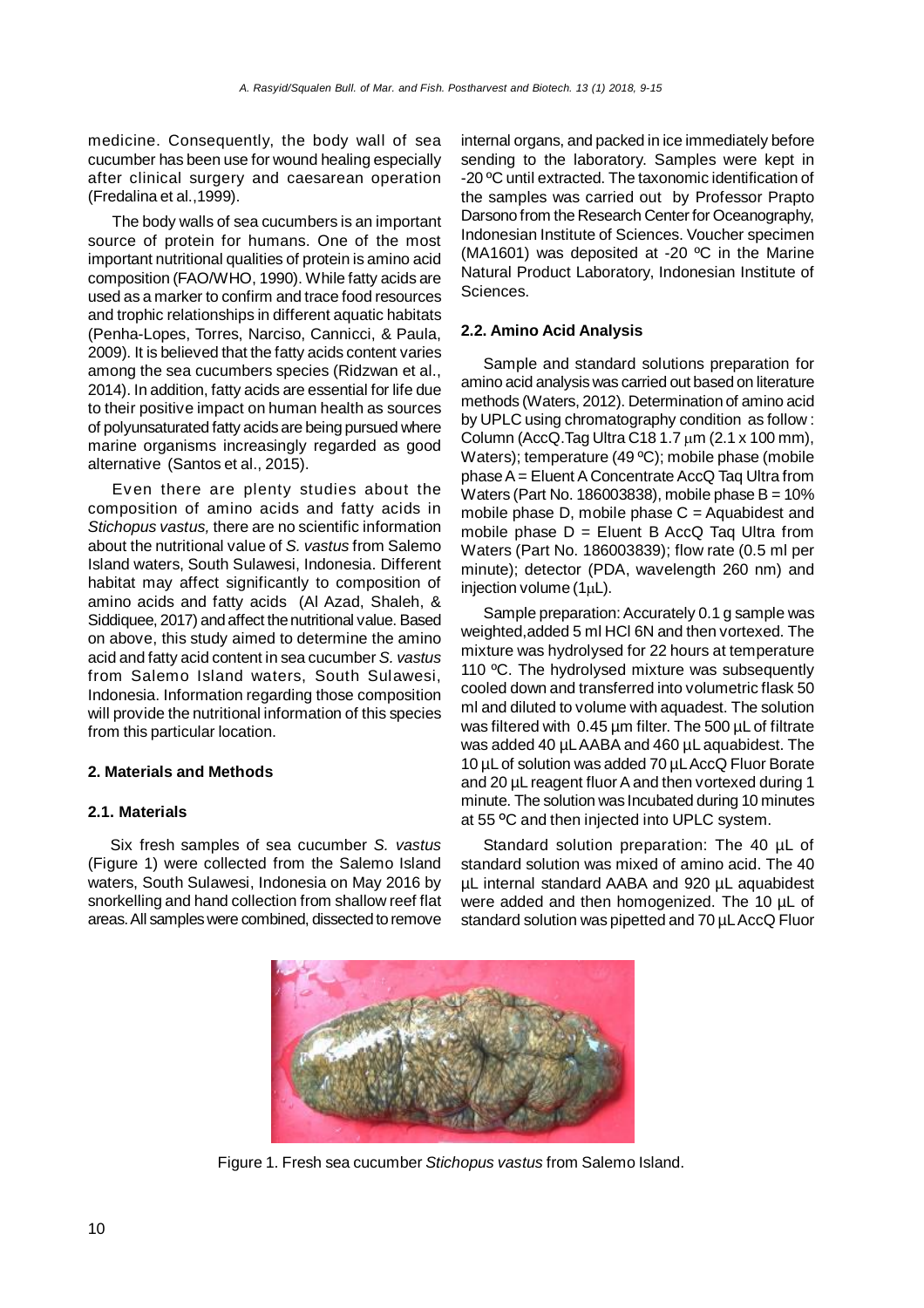medicine. Consequently, the body wall of sea cucumber has been use for wound healing especially after clinical surgery and caesarean operation (Fredalina et al.,1999).

The body walls of sea cucumbers is an important source of protein for humans. One of the most important nutritional qualities of protein is amino acid composition (FAO/WHO, 1990). While fatty acids are used as a marker to confirm and trace food resources and trophic relationships in different aquatic habitats (Penha-Lopes, Torres, Narciso, Cannicci, & Paula, 2009). It is believed that the fatty acids content varies among the sea cucumbers species (Ridzwan et al., 2014). In addition, fatty acids are essential for life due to their positive impact on human health as sources of polyunsaturated fatty acids are being pursued where marine organisms increasingly regarded as good alternative (Santos et al., 2015).

Even there are plenty studies about the composition of amino acids and fatty acids in *Stichopus vastus,* there are no scientific information about the nutritional value of *S. vastus* from Salemo Island waters, South Sulawesi, Indonesia. Different habitat may affect significantly to composition of amino acids and fatty acids (Al Azad, Shaleh, & Siddiquee, 2017) and affect the nutritional value. Based on above, this study aimed to determine the amino acid and fatty acid content in sea cucumber *S. vastus* from Salemo Island waters, South Sulawesi, Indonesia. Information regarding those composition will provide the nutritional information of this species from this particular location.

## 2. Materials and Methods

### 2.1. Materials

Six fresh samples of sea cucumber *S. vastus* (Figure 1) were collected from the Salemo Island waters, South Sulawesi, Indonesia on May 2016 by snorkelling and hand collection from shallow reef flat areas. All samples were combined, dissected to remove internal organs, and packed in ice immediately before sending to the laboratory. Samples were kept in -20 ºC until extracted. The taxonomic identification of the samples was carried out by Professor Prapto Darsono from the Research Center for Oceanography, Indonesian Institute of Sciences. Voucher specimen (MA1601) was deposited at -20 ºC in the Marine Natural Product Laboratory, Indonesian Institute of Sciences.

### 2.2. Amino Acid Analysis

Sample and standard solutions preparation for amino acid analysis was carried out based on literature methods (Waters, 2012). Determination of amino acid by UPLC using chromatography condition as follow : Column (AccQ.Tag Ultra C18 1.7 μm (2.1 x 100 mm), Waters); temperature (49 ºC); mobile phase (mobile phase A = Eluent A Concentrate AccQ Taq Ultra from Waters (Part No. 186003838), mobile phase B = 10% mobile phase D, mobile phase C = Aquabidest and mobile phase D = Eluent B AccQ Taq Ultra from Waters (Part No. 186003839); flow rate (0.5 ml per minute); detector (PDA, wavelength 260 nm) and injection volume (1μL).

Sample preparation: Accurately 0.1 g sample was weighted,added 5 ml HCl 6N and then vortexed. The mixture was hydrolysed for 22 hours at temperature 110 ºC. The hydrolysed mixture was subsequently cooled down and transferred into volumetric flask 50 ml and diluted to volume with aquadest. The solution was filtered with 0.45 µm filter. The 500 µL of filtrate was added 40 µL AABA and 460 µL aquabidest. The 10 µL of solution was added 70 µL AccQ Fluor Borate and 20 µL reagent fluor A and then vortexed during 1 minute. The solution was Incubated during 10 minutes at 55 ºC and then injected into UPLC system.

Standard solution preparation: The 40 µL of standard solution was mixed of amino acid. The 40 µL internal standard AABA and 920 µL aquabidest were added and then homogenized. The 10 µL of standard solution was pipetted and 70 µL AccQ Fluor

Figure 1. Fresh sea cucumber *Stichopus vastus* from Salemo Island.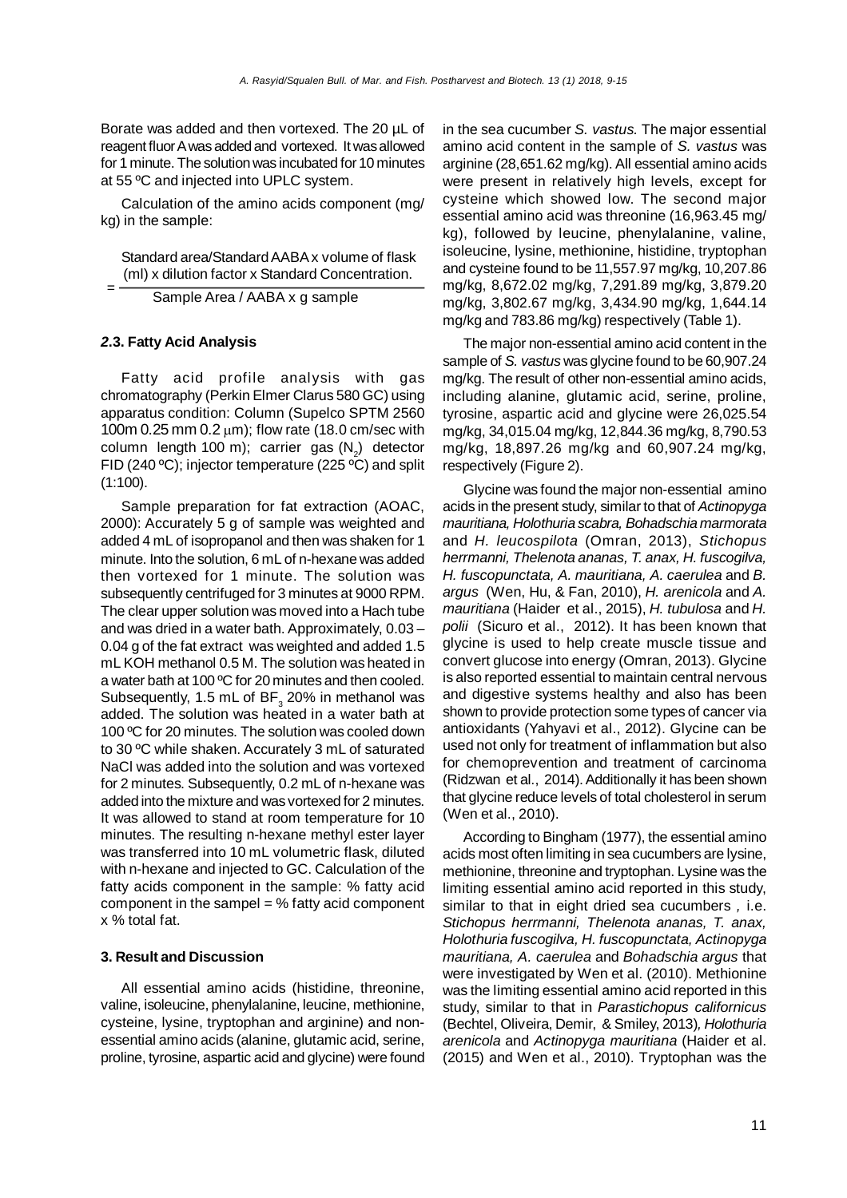Borate was added and then vortexed. The 20 µL of reagent fluor A was added and vortexed. It was allowed for 1 minute. The solution was incubated for 10 minutes at 55 ºC and injected into UPLC system.

Calculation of the amino acids component (mg/kg) in the sample:

$$= \frac{\text{Standard area/Standard AABA x volume of flask (ml) x dilution factor x Standard Concentration.}}{\text{Sample Area / AABA x g sample}}$$

### *2*.3. Fatty Acid Analysis

Fatty acid profile analysis with gas chromatography (Perkin Elmer Clarus 580 GC) using apparatus condition: Column (Supelco SPTM 2560 100m 0.25 mm 0.2 $\mu$m); flow rate (18.0 cm/sec with column length 100 m); carrier gas ($N_2$) detector FID (240 ºC); injector temperature (225 ºC) and split (1:100).

Sample preparation for fat extraction (AOAC, 2000): Accurately 5 g of sample was weighted and added 4 mL of isopropanol and then was shaken for 1 minute. Into the solution, 6 mL of n-hexane was added then vortexed for 1 minute. The solution was subsequently centrifuged for 3 minutes at 9000 RPM. The clear upper solution was moved into a Hach tube and was dried in a water bath. Approximately, 0.03 – 0.04 g of the fat extract was weighted and added 1.5 mL KOH methanol 0.5 M. The solution was heated in a water bath at 100 ºC for 20 minutes and then cooled. Subsequently, 1.5 mL of $BF_3$ 20% in methanol was added. The solution was heated in a water bath at 100 ºC for 20 minutes. The solution was cooled down to 30 ºC while shaken. Accurately 3 mL of saturated NaCl was added into the solution and was vortexed for 2 minutes. Subsequently, 0.2 mL of n-hexane was added into the mixture and was vortexed for 2 minutes. It was allowed to stand at room temperature for 10 minutes. The resulting n-hexane methyl ester layer was transferred into 10 mL volumetric flask, diluted with n-hexane and injected to GC. Calculation of the fatty acids component in the sample: % fatty acid component in the sampel = % fatty acid component x % total fat.

## 3. Result and Discussion

All essential amino acids (histidine, threonine, valine, isoleucine, phenylalanine, leucine, methionine, cysteine, lysine, tryptophan and arginine) and non-essential amino acids (alanine, glutamic acid, serine, proline, tyrosine, aspartic acid and glycine) were found in the sea cucumber *S. vastus.* The major essential amino acid content in the sample of *S. vastus* was arginine (28,651.62 mg/kg). All essential amino acids were present in relatively high levels, except for cysteine which showed low. The second major essential amino acid was threonine (16,963.45 mg/kg), followed by leucine, phenylalanine, valine, isoleucine, lysine, methionine, histidine, tryptophan and cysteine found to be 11,557.97 mg/kg, 10,207.86 mg/kg, 8,672.02 mg/kg, 7,291.89 mg/kg, 3,879.20 mg/kg, 3,802.67 mg/kg, 3,434.90 mg/kg, 1,644.14 mg/kg and 783.86 mg/kg) respectively (Table 1).

The major non-essential amino acid content in the sample of *S. vastus* was glycine found to be 60,907.24 mg/kg. The result of other non-essential amino acids, including alanine, glutamic acid, serine, proline, tyrosine, aspartic acid and glycine were 26,025.54 mg/kg, 34,015.04 mg/kg, 12,844.36 mg/kg, 8,790.53 mg/kg, 18,897.26 mg/kg and 60,907.24 mg/kg, respectively (Figure 2).

Glycine was found the major non-essential amino acids in the present study, similar to that of *Actinopyga mauritiana, Holothuria scabra, Bohadschia marmorata* and *H. leucospilota* (Omran, 2013), *Stichopus herrmanni, Thelenota ananas, T. anax, H. fuscogilva, H. fuscopunctata, A. mauritiana, A. caerulea* and *B. argus* (Wen, Hu, & Fan, 2010), *H. arenicola* and *A. mauritiana* (Haider et al., 2015), *H. tubulosa* and *H. polii* (Sicuro et al., 2012). It has been known that glycine is used to help create muscle tissue and convert glucose into energy (Omran, 2013). Glycine is also reported essential to maintain central nervous and digestive systems healthy and also has been shown to provide protection some types of cancer via antioxidants (Yahyavi et al., 2012). Glycine can be used not only for treatment of inflammation but also for chemoprevention and treatment of carcinoma (Ridzwan et al., 2014). Additionally it has been shown that glycine reduce levels of total cholesterol in serum (Wen et al., 2010).

According to Bingham (1977), the essential amino acids most often limiting in sea cucumbers are lysine, methionine, threonine and tryptophan. Lysine was the limiting essential amino acid reported in this study, similar to that in eight dried sea cucumbers , i.e. *Stichopus herrmanni, Thelenota ananas, T. anax, Holothuria fuscogilva, H. fuscopunctata, Actinopyga mauritiana, A. caerulea* and *Bohadschia argus* that were investigated by Wen et al. (2010). Methionine was the limiting essential amino acid reported in this study, similar to that in *Parastichopus californicus* (Bechtel, Oliveira, Demir, & Smiley, 2013), *Holothuria arenicola* and *Actinopyga mauritiana* (Haider et al. (2015) and Wen et al., 2010). Tryptophan was the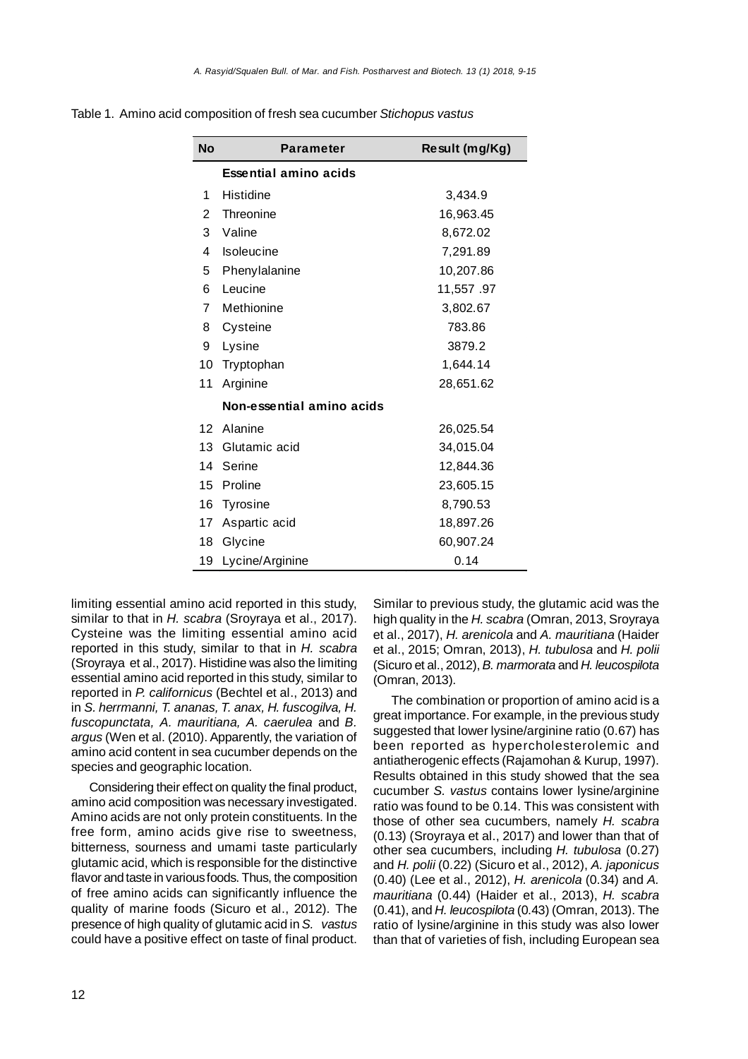Table 1. Amino acid composition of fresh sea cucumber *Stichopus vastus*

| No | Parameter | Result (mg/Kg) |
|---|---|---|
| | **Essential amino acids** | |
| 1 | Histidine | 3,434.9 |
| 2 | Threonine | 16,963.45 |
| 3 | Valine | 8,672.02 |
| 4 | Isoleucine | 7,291.89 |
| 5 | Phenylalanine | 10,207.86 |
| 6 | Leucine | 11,557 .97 |
| 7 | Methionine | 3,802.67 |
| 8 | Cysteine | 783.86 |
| 9 | Lysine | 3879.2 |
| 10 | Tryptophan | 1,644.14 |
| 11 | Arginine | 28,651.62 |
| | **Non-essential amino acids** | |
| 12 | Alanine | 26,025.54 |
| 13 | Glutamic acid | 34,015.04 |
| 14 | Serine | 12,844.36 |
| 15 | Proline | 23,605.15 |
| 16 | Tyrosine | 8,790.53 |
| 17 | Aspartic acid | 18,897.26 |
| 18 | Glycine | 60,907.24 |
| 19 | Lycine/Arginine | 0.14 |

limiting essential amino acid reported in this study, similar to that in *H. scabra* (Sroyraya et al., 2017). Cysteine was the limiting essential amino acid reported in this study, similar to that in *H. scabra* (Sroyraya et al., 2017). Histidine was also the limiting essential amino acid reported in this study, similar to reported in *P. californicus* (Bechtel et al., 2013) and in *S. herrmanni, T. ananas, T. anax, H. fuscogilva, H. fuscopunctata, A. mauritiana, A. caerulea* and *B. argus* (Wen et al. (2010). Apparently, the variation of amino acid content in sea cucumber depends on the species and geographic location.

Considering their effect on quality the final product, amino acid composition was necessary investigated. Amino acids are not only protein constituents. In the free form, amino acids give rise to sweetness, bitterness, sourness and umami taste particularly glutamic acid, which is responsible for the distinctive flavor and taste in various foods. Thus, the composition of free amino acids can significantly influence the quality of marine foods (Sicuro et al., 2012). The presence of high quality of glutamic acid in *S. vastus* could have a positive effect on taste of final product. Similar to previous study, the glutamic acid was the high quality in the *H. scabra* (Omran, 2013, Sroyraya et al., 2017), *H. arenicola* and *A. mauritiana* (Haider et al., 2015; Omran, 2013), *H. tubulosa* and *H. polii* (Sicuro et al., 2012), *B. marmorata* and *H. leucospilota* (Omran, 2013).

The combination or proportion of amino acid is a great importance. For example, in the previous study suggested that lower lysine/arginine ratio (0.67) has been reported as hypercholesterolemic and antiatherogenic effects (Rajamohan & Kurup, 1997). Results obtained in this study showed that the sea cucumber *S. vastus* contains lower lysine/arginine ratio was found to be 0.14. This was consistent with those of other sea cucumbers, namely *H. scabra* (0.13) (Sroyraya et al., 2017) and lower than that of other sea cucumbers, including *H. tubulosa* (0.27) and *H. polii* (0.22) (Sicuro et al., 2012), *A. japonicus* (0.40) (Lee et al., 2012), *H. arenicola* (0.34) and *A. mauritiana* (0.44) (Haider et al., 2013), *H. scabra* (0.41), and *H. leucospilota* (0.43) (Omran, 2013). The ratio of lysine/arginine in this study was also lower than that of varieties of fish, including European sea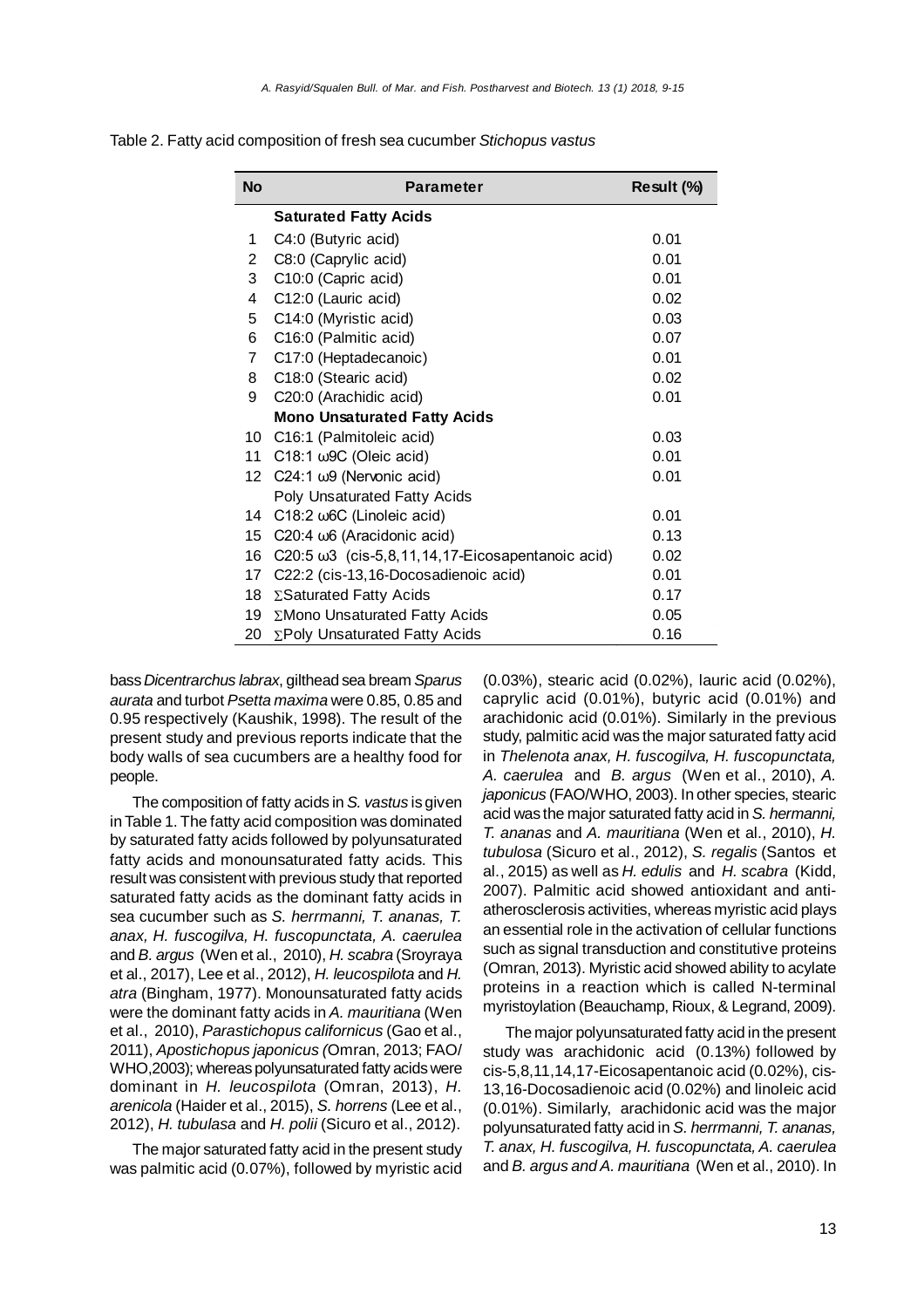Table 2. Fatty acid composition of fresh sea cucumber *Stichopus vastus*

| No | Parameter | Result (%) |
|---|---|---|
| | **Saturated Fatty Acids** | |
| 1 | C4:0 (Butyric acid) | 0.01 |
| 2 | C8:0 (Caprylic acid) | 0.01 |
| 3 | C10:0 (Capric acid) | 0.01 |
| 4 | C12:0 (Lauric acid) | 0.02 |
| 5 | C14:0 (Myristic acid) | 0.03 |
| 6 | C16:0 (Palmitic acid) | 0.07 |
| 7 | C17:0 (Heptadecanoic) | 0.01 |
| 8 | C18:0 (Stearic acid) | 0.02 |
| 9 | C20:0 (Arachidic acid) | 0.01 |
| | **Mono Unsaturated Fatty Acids** | |
| 10 | C16:1 (Palmitoleic acid) | 0.03 |
| 11 | C18:1 ω9C (Oleic acid) | 0.01 |
| 12 | C24:1 ω9 (Nervonic acid) | 0.01 |
| | Poly Unsaturated Fatty Acids | |
| 14 | C18:2 ω6C (Linoleic acid) | 0.01 |
| 15 | C20:4 ω6 (Aracidonic acid) | 0.13 |
| 16 | C20:5 ω3 (cis-5,8,11,14,17-Eicosapentanoic acid) | 0.02 |
| 17 | C22:2 (cis-13,16-Docosadienoic acid) | 0.01 |
| 18 | ∑Saturated Fatty Acids | 0.17 |
| 19 | ∑Mono Unsaturated Fatty Acids | 0.05 |
| 20 | ∑Poly Unsaturated Fatty Acids | 0.16 |

bass *Dicentrarchus labrax*, gilthead sea bream *Sparus aurata* and turbot *Psetta maxima* were 0.85, 0.85 and 0.95 respectively (Kaushik, 1998). The result of the present study and previous reports indicate that the body walls of sea cucumbers are a healthy food for people.

The composition of fatty acids in *S. vastus* is given in Table 1. The fatty acid composition was dominated by saturated fatty acids followed by polyunsaturated fatty acids and monounsaturated fatty acids. This result was consistent with previous study that reported saturated fatty acids as the dominant fatty acids in sea cucumber such as *S. herrmanni, T. ananas, T. anax, H. fuscogilva, H. fuscopunctata, A. caerulea* and *B. argus* (Wen et al., 2010), *H. scabra* (Sroyraya et al., 2017), Lee et al., 2012), *H. leucospilota* and *H. atra* (Bingham, 1977). Monounsaturated fatty acids were the dominant fatty acids in *A. mauritiana* (Wen et al., 2010), *Parastichopus californicus* (Gao et al., 2011), *Apostichopus japonicus (*Omran, 2013; FAO/WHO,2003); whereas polyunsaturated fatty acids were dominant in *H. leucospilota* (Omran, 2013), *H. arenicola* (Haider et al., 2015), *S. horrens* (Lee et al., 2012), *H. tubulasa* and *H. polii* (Sicuro et al., 2012).

The major saturated fatty acid in the present study was palmitic acid (0.07%), followed by myristic acid (0.03%), stearic acid (0.02%), lauric acid (0.02%), caprylic acid (0.01%), butyric acid (0.01%) and arachidonic acid (0.01%). Similarly in the previous study, palmitic acid was the major saturated fatty acid in *Thelenota anax, H. fuscogilva, H. fuscopunctata, A. caerulea* and *B. argus* (Wen et al., 2010), *A. japonicus* (FAO/WHO, 2003). In other species, stearic acid was the major saturated fatty acid in *S. hermanni, T. ananas* and *A. mauritiana* (Wen et al., 2010), *H. tubulosa* (Sicuro et al., 2012), *S. regalis* (Santos et al., 2015) as well as *H. edulis* and *H. scabra* (Kidd, 2007). Palmitic acid showed antioxidant and anti-atherosclerosis activities, whereas myristic acid plays an essential role in the activation of cellular functions such as signal transduction and constitutive proteins (Omran, 2013). Myristic acid showed ability to acylate proteins in a reaction which is called N-terminal myristoylation (Beauchamp, Rioux, & Legrand, 2009).

The major polyunsaturated fatty acid in the present study was arachidonic acid (0.13%) followed by cis-5,8,11,14,17-Eicosapentanoic acid (0.02%), cis-13,16-Docosadienoic acid (0.02%) and linoleic acid (0.01%). Similarly, arachidonic acid was the major polyunsaturated fatty acid in *S. herrmanni, T. ananas, T. anax, H. fuscogilva, H. fuscopunctata, A. caerulea* and *B. argus and A. mauritiana* (Wen et al., 2010). In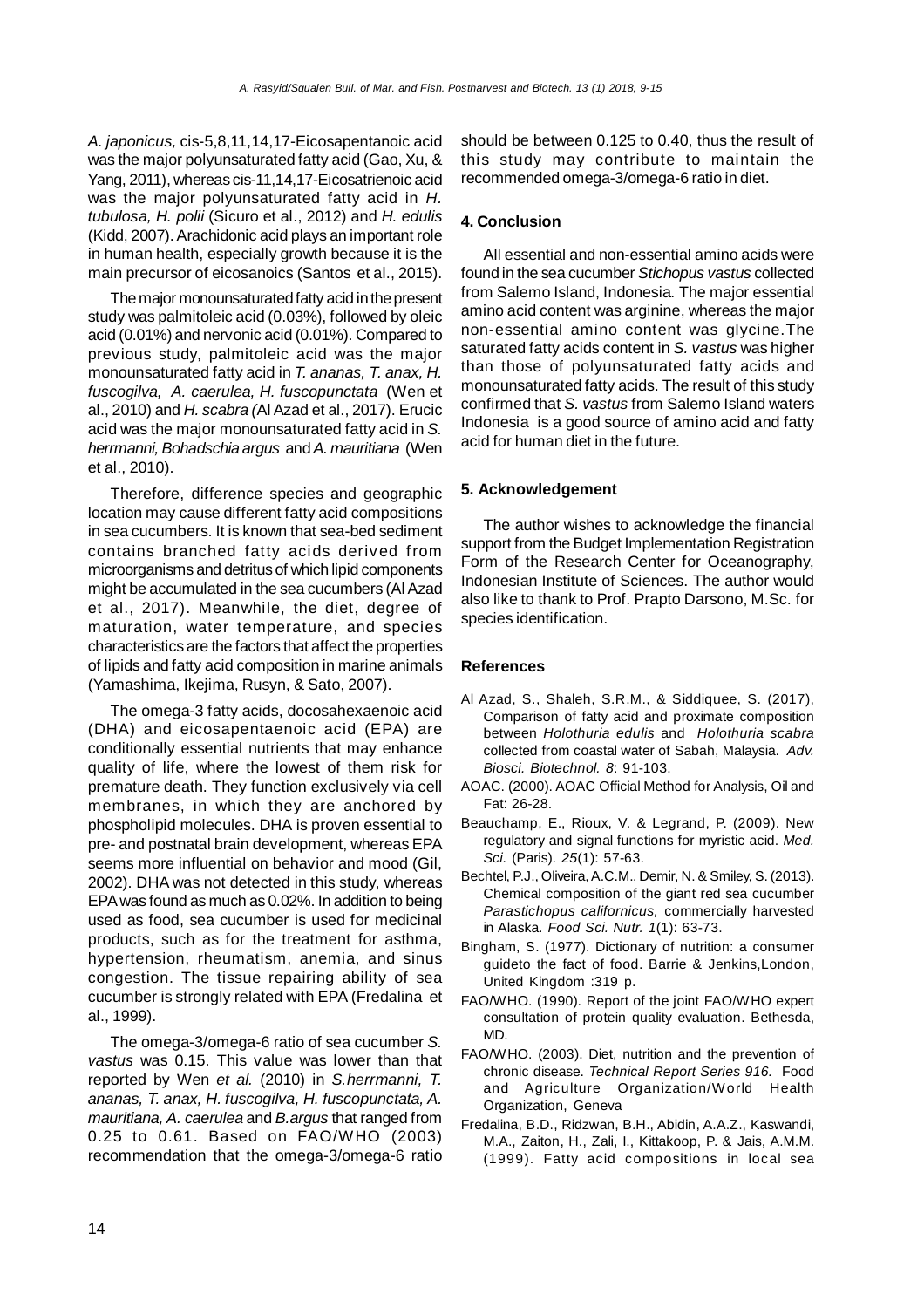*A. japonicus,* cis-5,8,11,14,17-Eicosapentanoic acid was the major polyunsaturated fatty acid (Gao, Xu, & Yang, 2011), whereas cis-11,14,17-Eicosatrienoic acid was the major polyunsaturated fatty acid in *H. tubulosa, H. polii* (Sicuro et al., 2012) and *H. edulis* (Kidd, 2007). Arachidonic acid plays an important role in human health, especially growth because it is the main precursor of eicosanoics (Santos et al., 2015).

The major monounsaturated fatty acid in the present study was palmitoleic acid (0.03%), followed by oleic acid (0.01%) and nervonic acid (0.01%). Compared to previous study, palmitoleic acid was the major monounsaturated fatty acid in *T. ananas, T. anax, H. fuscogilva, A. caerulea, H. fuscopunctata* (Wen et al., 2010) and *H. scabra* (Al Azad et al., 2017). Erucic acid was the major monounsaturated fatty acid in *S. herrmanni, Bohadschia argus* and *A. mauritiana* (Wen et al., 2010).

Therefore, difference species and geographic location may cause different fatty acid compositions in sea cucumbers. It is known that sea-bed sediment contains branched fatty acids derived from microorganisms and detritus of which lipid components might be accumulated in the sea cucumbers (Al Azad et al., 2017). Meanwhile, the diet, degree of maturation, water temperature, and species characteristics are the factors that affect the properties of lipids and fatty acid composition in marine animals (Yamashima, Ikejima, Rusyn, & Sato, 2007).

The omega-3 fatty acids, docosahexaenoic acid (DHA) and eicosapentaenoic acid (EPA) are conditionally essential nutrients that may enhance quality of life, where the lowest of them risk for premature death. They function exclusively via cell membranes, in which they are anchored by phospholipid molecules. DHA is proven essential to pre- and postnatal brain development, whereas EPA seems more influential on behavior and mood (Gil, 2002). DHA was not detected in this study, whereas EPA was found as much as 0.02%. In addition to being used as food, sea cucumber is used for medicinal products, such as for the treatment for asthma, hypertension, rheumatism, anemia, and sinus congestion. The tissue repairing ability of sea cucumber is strongly related with EPA (Fredalina et al., 1999).

The omega-3/omega-6 ratio of sea cucumber *S. vastus* was 0.15. This value was lower than that reported by Wen *et al.* (2010) in *S.herrmanni, T. ananas, T. anax, H. fuscogilva, H. fuscopunctata, A. mauritiana, A. caerulea* and *B.argus* that ranged from 0.25 to 0.61. Based on FAO/WHO (2003) recommendation that the omega-3/omega-6 ratio should be between 0.125 to 0.40, thus the result of this study may contribute to maintain the recommended omega-3/omega-6 ratio in diet.

## 4. Conclusion

All essential and non-essential amino acids were found in the sea cucumber *Stichopus vastus* collected from Salemo Island, Indonesia. The major essential amino acid content was arginine, whereas the major non-essential amino content was glycine.The saturated fatty acids content in *S. vastus* was higher than those of polyunsaturated fatty acids and monounsaturated fatty acids. The result of this study confirmed that *S. vastus* from Salemo Island waters Indonesia is a good source of amino acid and fatty acid for human diet in the future.

## 5. Acknowledgement

The author wishes to acknowledge the financial support from the Budget Implementation Registration Form of the Research Center for Oceanography, Indonesian Institute of Sciences. The author would also like to thank to Prof. Prapto Darsono, M.Sc. for species identification.

## References

Al Azad, S., Shaleh, S.R.M., & Siddiquee, S. (2017), Comparison of fatty acid and proximate composition between *Holothuria edulis* and *Holothuria scabra* collected from coastal water of Sabah, Malaysia. *Adv. Biosci. Biotechnol. 8*: 91-103.

AOAC. (2000). AOAC Official Method for Analysis, Oil and Fat: 26-28.

Beauchamp, E., Rioux, V. & Legrand, P. (2009). New regulatory and signal functions for myristic acid. *Med. Sci.* (Paris). *25*(1): 57-63.

Bechtel, P.J., Oliveira, A.C.M., Demir, N. & Smiley, S. (2013). Chemical composition of the giant red sea cucumber *Parastichopus californicus,* commercially harvested in Alaska. *Food Sci. Nutr. 1*(1): 63-73.

Bingham, S. (1977). Dictionary of nutrition: a consumer guideto the fact of food. Barrie & Jenkins,London, United Kingdom :319 p.

FAO/WHO. (1990). Report of the joint FAO/WHO expert consultation of protein quality evaluation. Bethesda, MD.

FAO/WHO. (2003). Diet, nutrition and the prevention of chronic disease. *Technical Report Series 916.* Food and Agriculture Organization/World Health Organization, Geneva

Fredalina, B.D., Ridzwan, B.H., Abidin, A.A.Z., Kaswandi, M.A., Zaiton, H., Zali, I., Kittakoop, P. & Jais, A.M.M. (1999). Fatty acid compositions in local sea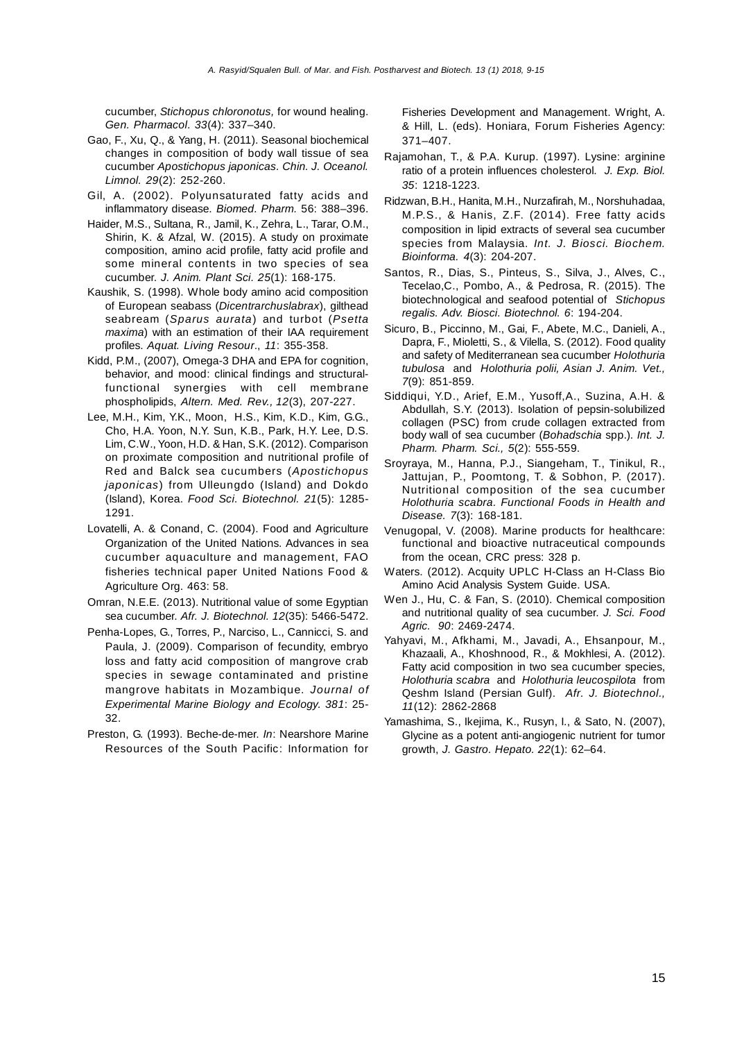cucumber, *Stichopus chloronotus,* for wound healing. *Gen. Pharmacol. 33*(4): 337–340.

Gao, F., Xu, Q., & Yang, H. (2011). Seasonal biochemical changes in composition of body wall tissue of sea cucumber *Apostichopus japonicas. Chin. J. Oceanol. Limnol. 29*(2): 252-260.

Gil, A. (2002). Polyunsaturated fatty acids and inflammatory disease*. Biomed. Pharm.* 56: 388–396.

Haider, M.S., Sultana, R., Jamil, K., Zehra, L., Tarar, O.M., Shirin, K. & Afzal, W. (2015). A study on proximate composition, amino acid profile, fatty acid profile and some mineral contents in two species of sea cucumber. *J. Anim. Plant Sci. 25*(1): 168-175.

Kaushik, S. (1998). Whole body amino acid composition of European seabass (*Dicentrarchuslabrax*), gilthead seabream (*Sparus aurata*) and turbot (*Psetta maxima*) with an estimation of their IAA requirement profiles. *Aquat. Living Resour*., *11*: 355-358.

Kidd, P.M., (2007), Omega-3 DHA and EPA for cognition, behavior, and mood: clinical findings and structural-functional synergies with cell membrane phospholipids, *Altern. Med. Rev., 12*(3), 207-227.

Lee, M.H., Kim, Y.K., Moon, H.S., Kim, K.D., Kim, G.G., Cho, H.A. Yoon, N.Y. Sun, K.B., Park, H.Y. Lee, D.S. Lim, C.W., Yoon, H.D. & Han, S.K. (2012). Comparison on proximate composition and nutritional profile of Red and Balck sea cucumbers (*Apostichopus japonicas*) from Ulleungdo (Island) and Dokdo (Island), Korea. *Food Sci. Biotechnol. 21*(5): 1285-1291.

Lovatelli, A. & Conand, C. (2004). Food and Agriculture Organization of the United Nations. Advances in sea cucumber aquaculture and management, FAO fisheries technical paper United Nations Food & Agriculture Org. 463: 58.

Omran, N.E.E. (2013). Nutritional value of some Egyptian sea cucumber. *Afr. J. Biotechnol. 12*(35): 5466-5472.

Penha-Lopes, G., Torres, P., Narciso, L., Cannicci, S. and Paula, J. (2009). Comparison of fecundity, embryo loss and fatty acid composition of mangrove crab species in sewage contaminated and pristine mangrove habitats in Mozambique. *Journal of Experimental Marine Biology and Ecology. 381*: 25-32.

Preston, G. (1993). Beche-de-mer. *In*: Nearshore Marine Resources of the South Pacific: Information for Fisheries Development and Management. Wright, A. & Hill, L. (eds). Honiara, Forum Fisheries Agency: 371–407.

Rajamohan, T., & P.A. Kurup. (1997). Lysine: arginine ratio of a protein influences cholesterol. *J. Exp. Biol. 35*: 1218-1223.

Ridzwan, B.H., Hanita, M.H., Nurzafirah, M., Norshuhadaa, M.P.S., & Hanis, Z.F. (2014). Free fatty acids composition in lipid extracts of several sea cucumber species from Malaysia. *Int. J. Biosci. Biochem. Bioinforma. 4*(3): 204-207.

Santos, R., Dias, S., Pinteus, S., Silva, J., Alves, C., Tecelao,C., Pombo, A., & Pedrosa, R. (2015). The biotechnological and seafood potential of *Stichopus regalis. Adv. Biosci. Biotechnol. 6*: 194-204.

Sicuro, B., Piccinno, M., Gai, F., Abete, M.C., Danieli, A., Dapra, F., Mioletti, S., & Vilella, S. (2012). Food quality and safety of Mediterranean sea cucumber *Holothuria tubulosa* and *Holothuria polii, Asian J. Anim. Vet., 7*(9): 851-859.

Siddiqui, Y.D., Arief, E.M., Yusoff,A., Suzina, A.H. & Abdullah, S.Y. (2013). Isolation of pepsin-solubilized collagen (PSC) from crude collagen extracted from body wall of sea cucumber (*Bohadschia* spp.). *Int. J. Pharm. Pharm. Sci., 5*(2): 555-559.

Sroyraya, M., Hanna, P.J., Siangeham, T., Tinikul, R., Jattujan, P., Poomtong, T. & Sobhon, P. (2017). Nutritional composition of the sea cucumber *Holothuria scabra*. *Functional Foods in Health and Disease. 7*(3): 168-181.

Venugopal, V. (2008). Marine products for healthcare: functional and bioactive nutraceutical compounds from the ocean, CRC press: 328 p.

Waters. (2012). Acquity UPLC H-Class an H-Class Bio Amino Acid Analysis System Guide. USA.

Wen J., Hu, C. & Fan, S. (2010). Chemical composition and nutritional quality of sea cucumber. *J. Sci. Food Agric. 90*: 2469-2474.

Yahyavi, M., Afkhami, M., Javadi, A., Ehsanpour, M., Khazaali, A., Khoshnood, R., & Mokhlesi, A. (2012). Fatty acid composition in two sea cucumber species, *Holothuria scabra* and *Holothuria leucospilota* from Qeshm Island (Persian Gulf). *Afr. J. Biotechnol., 11*(12): 2862-2868

Yamashima, S., Ikejima, K., Rusyn, I., & Sato, N. (2007), Glycine as a potent anti-angiogenic nutrient for tumor growth, *J. Gastro. Hepato. 22*(1): 62–64.